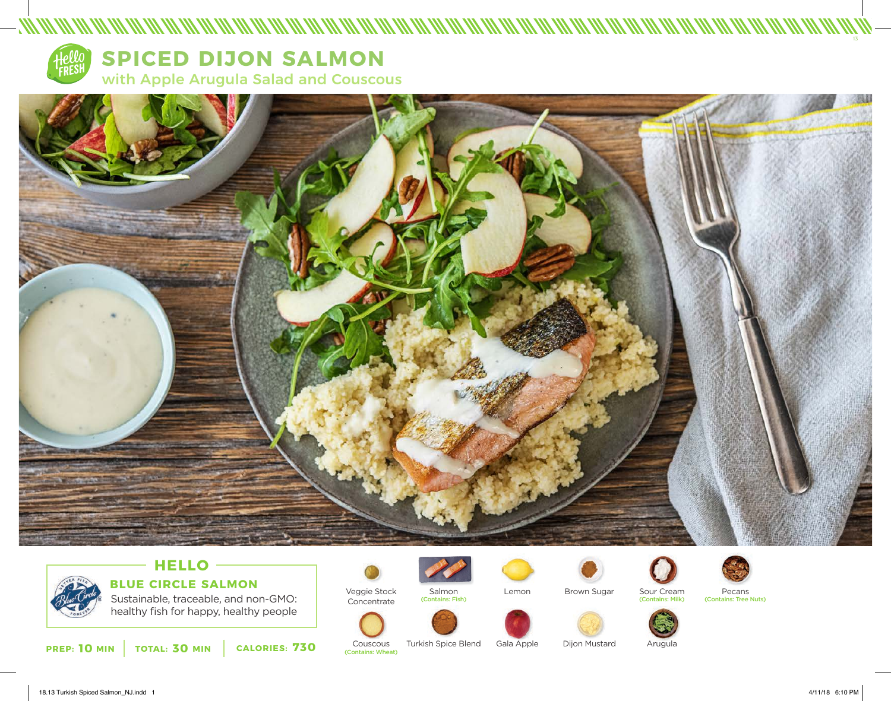# SPICED DIJON SALMON

## with Apple Arugula Salad and Couscous

## HELLO

### BLUE CIRCLE SALMON

Sustainable, traceable, and non-GMO: healthy fish for happy, healthy people

**PREP: 10 MIN** | **TOTAL: 30 MIN** | **CALORIES: 730**

- Veggie Stock Concentrate
- Salmon (Contains: Fish)
- Lemon
- Brown Sugar
- Sour Cream (Contains: Milk)
- Pecans (Contains: Tree Nuts)
- Couscous (Contains: Wheat)
- Turkish Spice Blend
- Gala Apple
- Dijon Mustard
- Arugula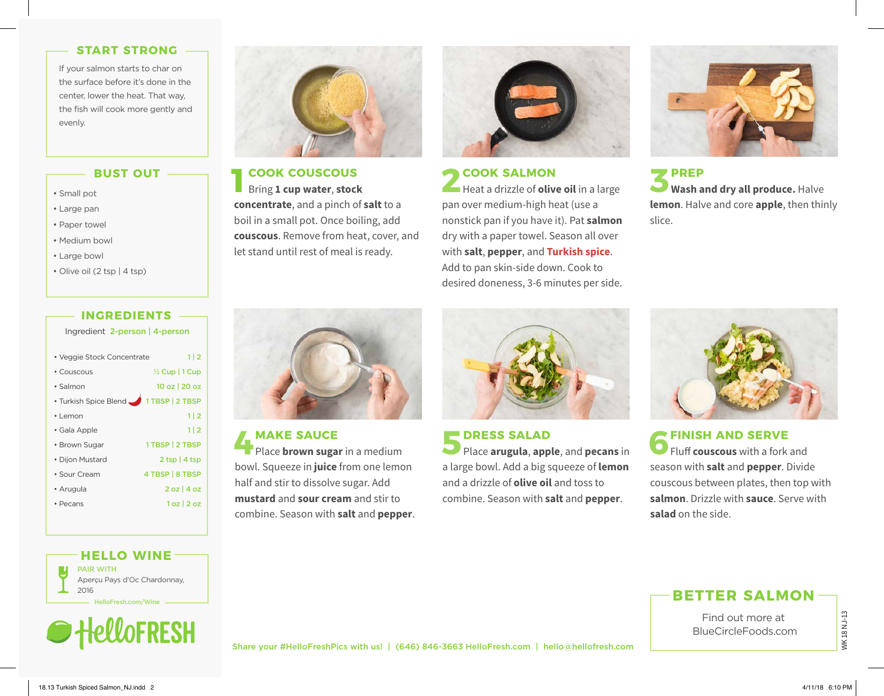## START STRONG

If your salmon starts to char on the surface before it's done in the center, lower the heat. That way, the fish will cook more gently and evenly.

## BUST OUT

- Small pot
- Large pan
- Paper towel
- Medium bowl
- Large bowl
- Olive oil (2 tsp | 4 tsp)

## INGREDIENTS

| Ingredient | 2-person \| 4-person |
| --- | --- |
| Veggie Stock Concentrate | 1 \| 2 |
| Couscous | ½ Cup \| 1 Cup |
| Salmon | 10 oz \| 20 oz |
| Turkish Spice Blend | 1 TBSP \| 2 TBSP |
| Lemon | 1 \| 2 |
| Gala Apple | 1 \| 2 |
| Brown Sugar | 1 TBSP \| 2 TBSP |
| Dijon Mustard | 2 tsp \| 4 tsp |
| Sour Cream | 4 TBSP \| 8 TBSP |
| Arugula | 2 oz \| 4 oz |
| Pecans | 1 oz \| 2 oz |

## HELLO WINE

PAIR WITH
Aperçu Pays d'Oc Chardonnay, 2016

HelloFresh.com/Wine

HelloFRESH

## 1 COOK COUSCOUS

Bring **1 cup water**, **stock concentrate**, and a pinch of **salt** to a boil in a small pot. Once boiling, add **couscous**. Remove from heat, cover, and let stand until rest of meal is ready.

## 2 COOK SALMON

Heat a drizzle of **olive oil** in a large pan over medium-high heat (use a nonstick pan if you have it). Pat **salmon** dry with a paper towel. Season all over with **salt**, **pepper**, and **Turkish spice**. Add to pan skin-side down. Cook to desired doneness, 3-6 minutes per side.

## 3 PREP

**Wash and dry all produce.** Halve **lemon**. Halve and core **apple**, then thinly slice.

## 4 MAKE SAUCE

Place **brown sugar** in a medium bowl. Squeeze in **juice** from one lemon half and stir to dissolve sugar. Add **mustard** and **sour cream** and stir to combine. Season with **salt** and **pepper**.

## 5 DRESS SALAD

Place **arugula**, **apple**, and **pecans** in a large bowl. Add a big squeeze of **lemon** and a drizzle of **olive oil** and toss to combine. Season with **salt** and **pepper**.

## 6 FINISH AND SERVE

Fluff **couscous** with a fork and season with **salt** and **pepper**. Divide couscous between plates, then top with **salmon**. Drizzle with **sauce**. Serve with **salad** on the side.

## BETTER SALMON

Find out more at BlueCircleFoods.com

Share your #HelloFreshPics with us! | (646) 846-3663 HelloFresh.com | hello@hellofresh.com

WK 18 NJ-13